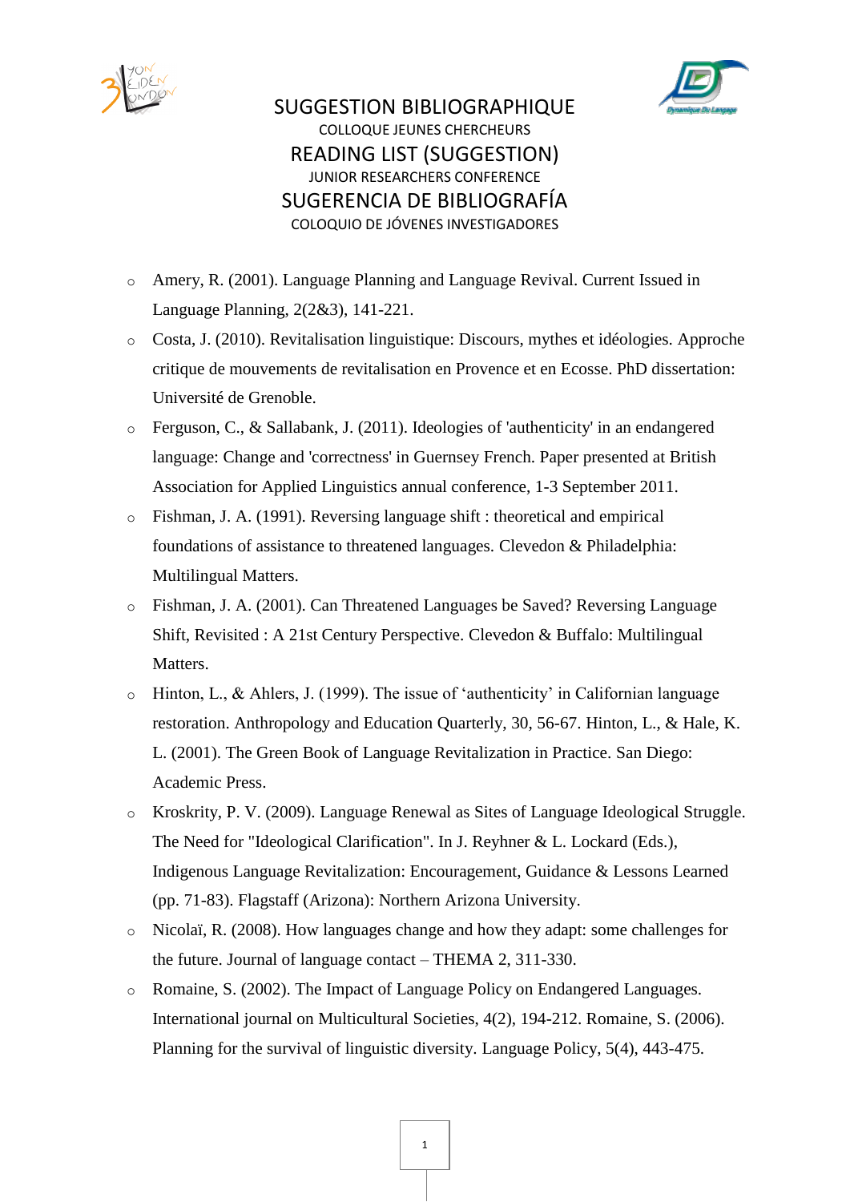# SUGGESTION BIBLIOGRAPHIQUE

COLLOQUE JEUNES CHERCHEURS

# READING LIST (SUGGESTION)

JUNIOR RESEARCHERS CONFERENCE

# SUGERENCIA DE BIBLIOGRAFÍA

COLOQUIO DE JÓVENES INVESTIGADORES

- Amery, R. (2001). Language Planning and Language Revival. Current Issued in Language Planning, 2(2&3), 141-221.
- Costa, J. (2010). Revitalisation linguistique: Discours, mythes et idéologies. Approche critique de mouvements de revitalisation en Provence et en Ecosse. PhD dissertation: Université de Grenoble.
- Ferguson, C., & Sallabank, J. (2011). Ideologies of 'authenticity' in an endangered language: Change and 'correctness' in Guernsey French. Paper presented at British Association for Applied Linguistics annual conference, 1-3 September 2011.
- Fishman, J. A. (1991). Reversing language shift : theoretical and empirical foundations of assistance to threatened languages. Clevedon & Philadelphia: Multilingual Matters.
- Fishman, J. A. (2001). Can Threatened Languages be Saved? Reversing Language Shift, Revisited : A 21st Century Perspective. Clevedon & Buffalo: Multilingual Matters.
- Hinton, L., & Ahlers, J. (1999). The issue of 'authenticity' in Californian language restoration. Anthropology and Education Quarterly, 30, 56-67. Hinton, L., & Hale, K. L. (2001). The Green Book of Language Revitalization in Practice. San Diego: Academic Press.
- Kroskrity, P. V. (2009). Language Renewal as Sites of Language Ideological Struggle. The Need for "Ideological Clarification". In J. Reyhner & L. Lockard (Eds.), Indigenous Language Revitalization: Encouragement, Guidance & Lessons Learned (pp. 71-83). Flagstaff (Arizona): Northern Arizona University.
- Nicolaï, R. (2008). How languages change and how they adapt: some challenges for the future. Journal of language contact – THEMA 2, 311-330.
- Romaine, S. (2002). The Impact of Language Policy on Endangered Languages. International journal on Multicultural Societies, 4(2), 194-212. Romaine, S. (2006). Planning for the survival of linguistic diversity. Language Policy, 5(4), 443-475.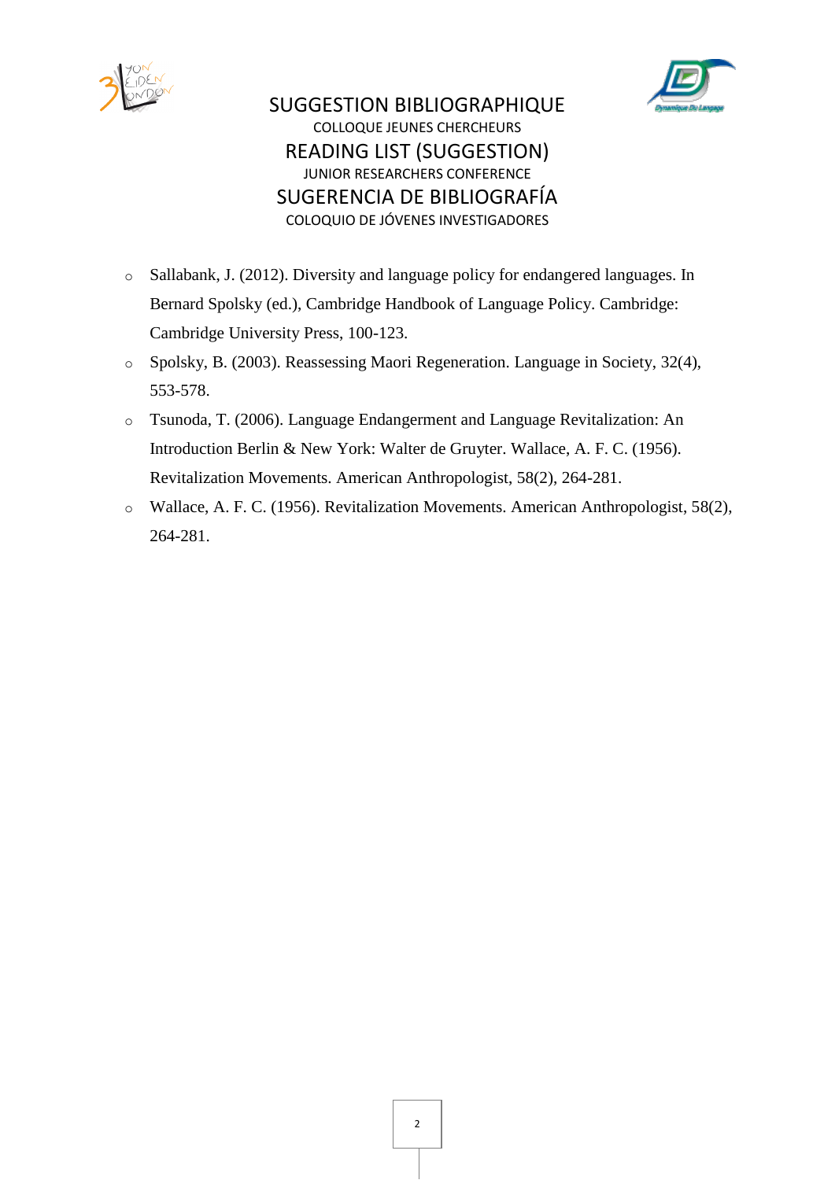# SUGGESTION BIBLIOGRAPHIQUE

COLLOQUE JEUNES CHERCHEURS

# READING LIST (SUGGESTION)

JUNIOR RESEARCHERS CONFERENCE

# SUGERENCIA DE BIBLIOGRAFÍA

COLOQUIO DE JÓVENES INVESTIGADORES

- Sallabank, J. (2012). Diversity and language policy for endangered languages. In Bernard Spolsky (ed.), Cambridge Handbook of Language Policy. Cambridge: Cambridge University Press, 100-123.
- Spolsky, B. (2003). Reassessing Maori Regeneration. Language in Society, 32(4), 553-578.
- Tsunoda, T. (2006). Language Endangerment and Language Revitalization: An Introduction Berlin & New York: Walter de Gruyter. Wallace, A. F. C. (1956). Revitalization Movements. American Anthropologist, 58(2), 264-281.
- Wallace, A. F. C. (1956). Revitalization Movements. American Anthropologist, 58(2), 264-281.